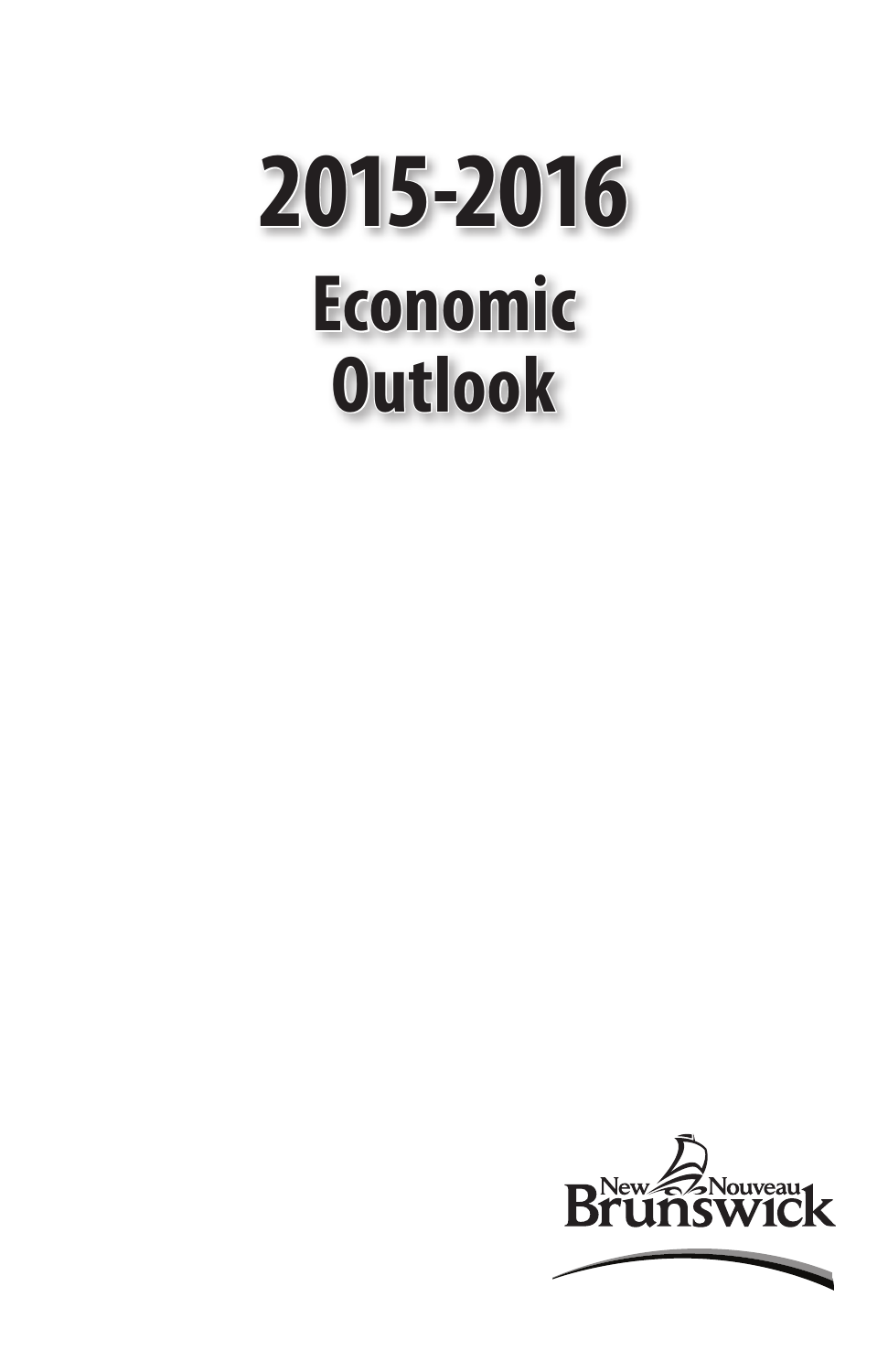# 2015-2016

## Economic Outlook

New Nouveau Brunswick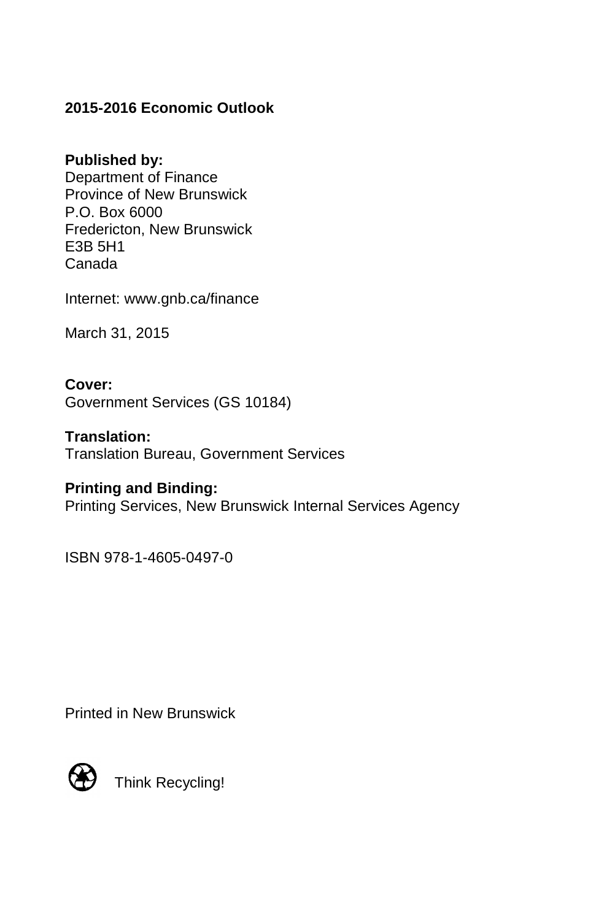**2015-2016 Economic Outlook**

**Published by:**
Department of Finance
Province of New Brunswick
P.O. Box 6000
Fredericton, New Brunswick
E3B 5H1
Canada

Internet: www.gnb.ca/finance

March 31, 2015

**Cover:**
Government Services (GS 10184)

**Translation:**
Translation Bureau, Government Services

**Printing and Binding:**
Printing Services, New Brunswick Internal Services Agency

ISBN 978-1-4605-0497-0

Printed in New Brunswick

Think Recycling!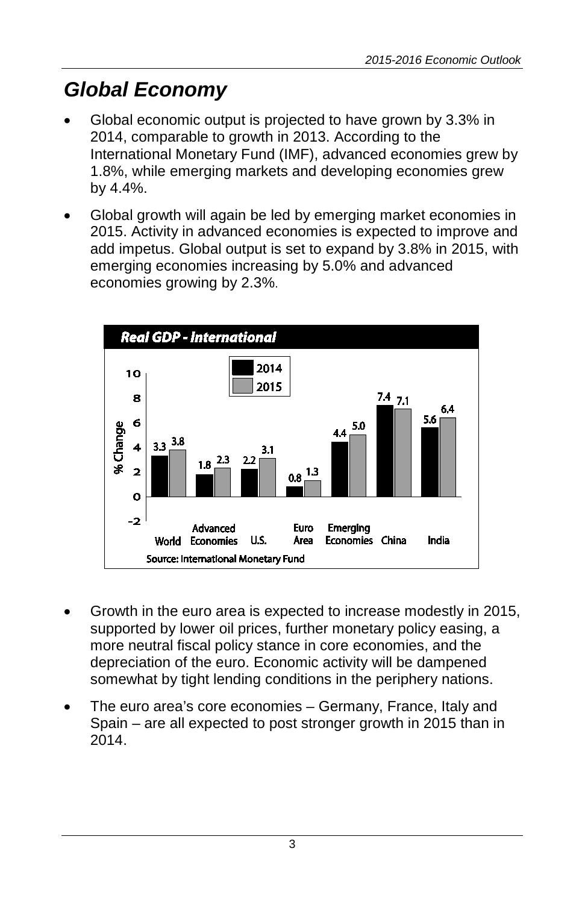# Global Economy

- Global economic output is projected to have grown by 3.3% in 2014, comparable to growth in 2013. According to the International Monetary Fund (IMF), advanced economies grew by 1.8%, while emerging markets and developing economies grew by 4.4%.
- Global growth will again be led by emerging market economies in 2015. Activity in advanced economies is expected to improve and add impetus. Global output is set to expand by 3.8% in 2015, with emerging economies increasing by 5.0% and advanced economies growing by 2.3%.

**Real GDP - International**

| % Change | World | Advanced Economies | U.S. | Euro Area | Emerging Economies | China | India |
|---|---|---|---|---|---|---|---|
| 2014 | 3.3 | 1.8 | 2.2 | 0.8 | 4.4 | 7.4 | 5.6 |
| 2015 | 3.8 | 2.3 | 3.1 | 1.3 | 5.0 | 7.1 | 6.4 |

Source: International Monetary Fund

- Growth in the euro area is expected to increase modestly in 2015, supported by lower oil prices, further monetary policy easing, a more neutral fiscal policy stance in core economies, and the depreciation of the euro. Economic activity will be dampened somewhat by tight lending conditions in the periphery nations.
- The euro area's core economies – Germany, France, Italy and Spain – are all expected to post stronger growth in 2015 than in 2014.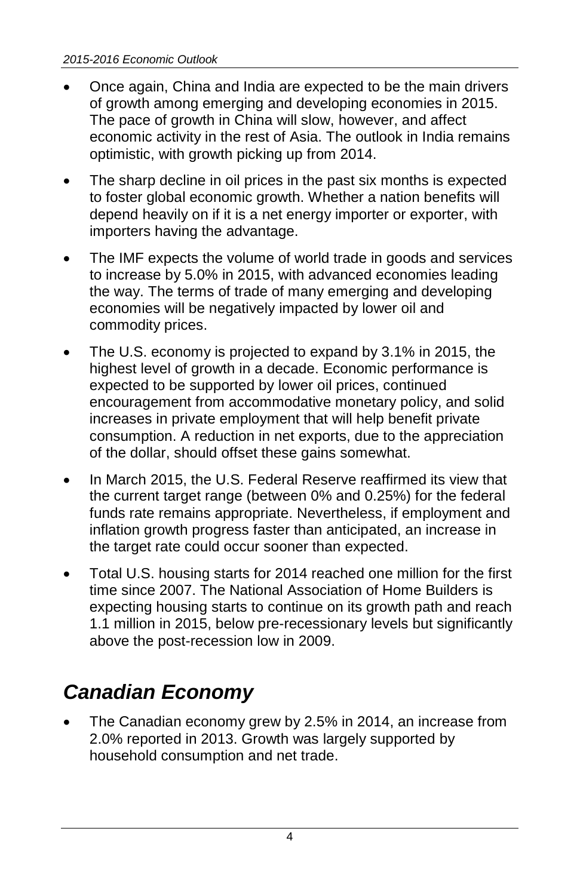- Once again, China and India are expected to be the main drivers of growth among emerging and developing economies in 2015. The pace of growth in China will slow, however, and affect economic activity in the rest of Asia. The outlook in India remains optimistic, with growth picking up from 2014.
- The sharp decline in oil prices in the past six months is expected to foster global economic growth. Whether a nation benefits will depend heavily on if it is a net energy importer or exporter, with importers having the advantage.
- The IMF expects the volume of world trade in goods and services to increase by 5.0% in 2015, with advanced economies leading the way. The terms of trade of many emerging and developing economies will be negatively impacted by lower oil and commodity prices.
- The U.S. economy is projected to expand by 3.1% in 2015, the highest level of growth in a decade. Economic performance is expected to be supported by lower oil prices, continued encouragement from accommodative monetary policy, and solid increases in private employment that will help benefit private consumption. A reduction in net exports, due to the appreciation of the dollar, should offset these gains somewhat.
- In March 2015, the U.S. Federal Reserve reaffirmed its view that the current target range (between 0% and 0.25%) for the federal funds rate remains appropriate. Nevertheless, if employment and inflation growth progress faster than anticipated, an increase in the target rate could occur sooner than expected.
- Total U.S. housing starts for 2014 reached one million for the first time since 2007. The National Association of Home Builders is expecting housing starts to continue on its growth path and reach 1.1 million in 2015, below pre-recessionary levels but significantly above the post-recession low in 2009.

## *Canadian Economy*

- The Canadian economy grew by 2.5% in 2014, an increase from 2.0% reported in 2013. Growth was largely supported by household consumption and net trade.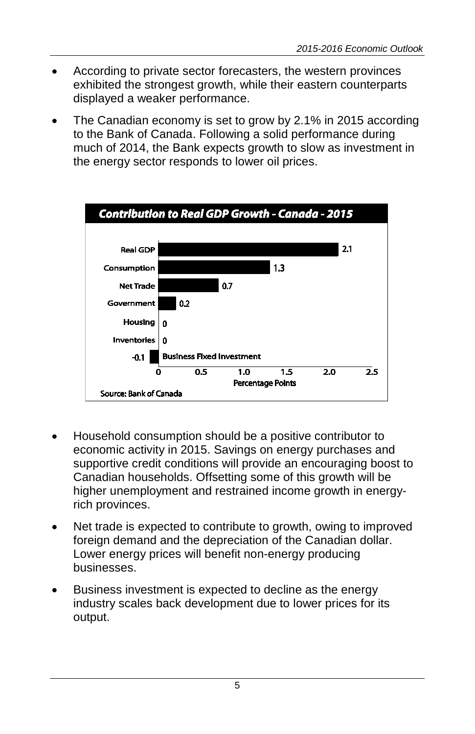- According to private sector forecasters, the western provinces exhibited the strongest growth, while their eastern counterparts displayed a weaker performance.
- The Canadian economy is set to grow by 2.1% in 2015 according to the Bank of Canada. Following a solid performance during much of 2014, the Bank expects growth to slow as investment in the energy sector responds to lower oil prices.

**Contribution to Real GDP Growth - Canada - 2015**

| Component | Percentage Points |
|---|---|
| Real GDP | 2.1 |
| Consumption | 1.3 |
| Net Trade | 0.7 |
| Government | 0.2 |
| Housing | 0 |
| Inventories | 0 |
| Business Fixed Investment | -0.1 |

Source: Bank of Canada

- Household consumption should be a positive contributor to economic activity in 2015. Savings on energy purchases and supportive credit conditions will provide an encouraging boost to Canadian households. Offsetting some of this growth will be higher unemployment and restrained income growth in energy-rich provinces.
- Net trade is expected to contribute to growth, owing to improved foreign demand and the depreciation of the Canadian dollar. Lower energy prices will benefit non-energy producing businesses.
- Business investment is expected to decline as the energy industry scales back development due to lower prices for its output.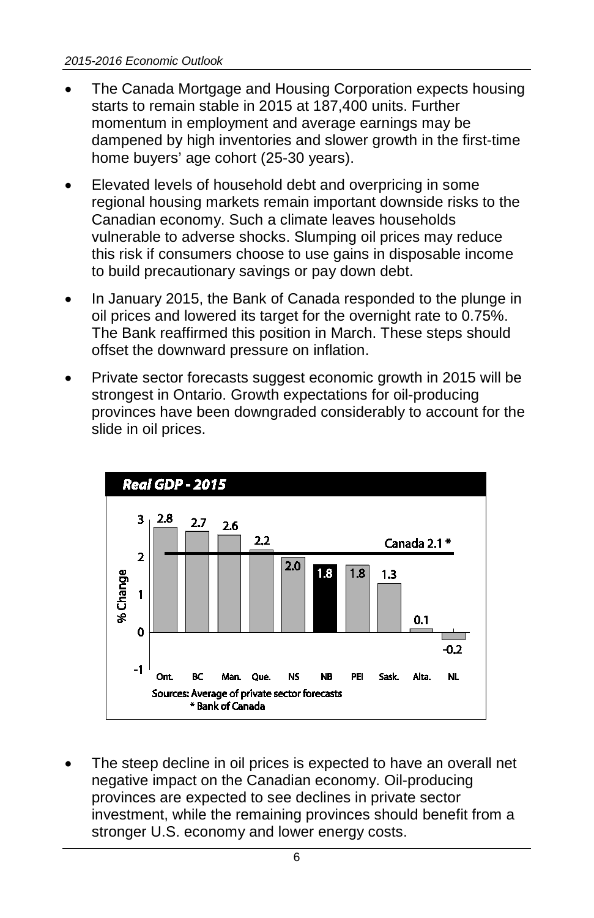- The Canada Mortgage and Housing Corporation expects housing starts to remain stable in 2015 at 187,400 units. Further momentum in employment and average earnings may be dampened by high inventories and slower growth in the first-time home buyers' age cohort (25-30 years).
- Elevated levels of household debt and overpricing in some regional housing markets remain important downside risks to the Canadian economy. Such a climate leaves households vulnerable to adverse shocks. Slumping oil prices may reduce this risk if consumers choose to use gains in disposable income to build precautionary savings or pay down debt.
- In January 2015, the Bank of Canada responded to the plunge in oil prices and lowered its target for the overnight rate to 0.75%. The Bank reaffirmed this position in March. These steps should offset the downward pressure on inflation.
- Private sector forecasts suggest economic growth in 2015 will be strongest in Ontario. Growth expectations for oil-producing provinces have been downgraded considerably to account for the slide in oil prices.

**Real GDP - 2015**

| | Ont. | BC | Man. | Que. | NS | NB | PEI | Sask. | Alta. | NL |
|---|---|---|---|---|---|---|---|---|---|---|
| % Change | 2.8 | 2.7 | 2.6 | 2.2 | 2.0 | 1.8 | 1.8 | 1.3 | 0.1 | -0.2 |

Canada 2.1 *

Sources: Average of private sector forecasts
\* Bank of Canada

- The steep decline in oil prices is expected to have an overall net negative impact on the Canadian economy. Oil-producing provinces are expected to see declines in private sector investment, while the remaining provinces should benefit from a stronger U.S. economy and lower energy costs.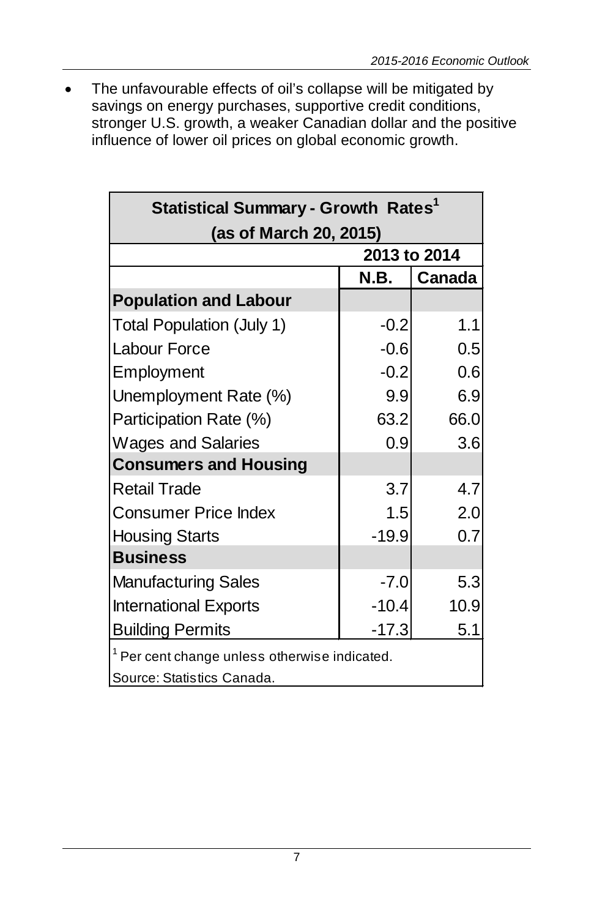- The unfavourable effects of oil's collapse will be mitigated by savings on energy purchases, supportive credit conditions, stronger U.S. growth, a weaker Canadian dollar and the positive influence of lower oil prices on global economic growth.

| Statistical Summary - Growth Rates[1] (as of March 20, 2015) | | |
|---|---|---|
| | 2013 to 2014 | |
| | N.B. | Canada |
| **Population and Labour** | | |
| Total Population (July 1) | -0.2 | 1.1 |
| Labour Force | -0.6 | 0.5 |
| Employment | -0.2 | 0.6 |
| Unemployment Rate (%) | 9.9 | 6.9 |
| Participation Rate (%) | 63.2 | 66.0 |
| Wages and Salaries | 0.9 | 3.6 |
| **Consumers and Housing** | | |
| Retail Trade | 3.7 | 4.7 |
| Consumer Price Index | 1.5 | 2.0 |
| Housing Starts | -19.9 | 0.7 |
| **Business** | | |
| Manufacturing Sales | -7.0 | 5.3 |
| International Exports | -10.4 | 10.9 |
| Building Permits | -17.3 | 5.1 |

[1] Per cent change unless otherwise indicated.

Source: Statistics Canada.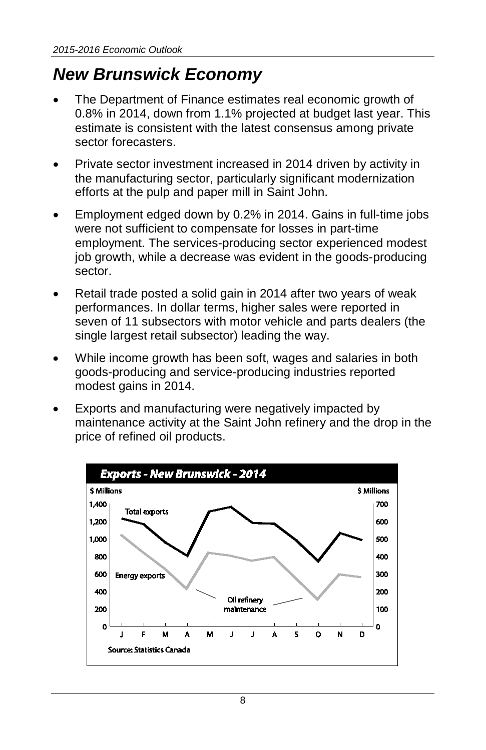# New Brunswick Economy

- The Department of Finance estimates real economic growth of 0.8% in 2014, down from 1.1% projected at budget last year. This estimate is consistent with the latest consensus among private sector forecasters.
- Private sector investment increased in 2014 driven by activity in the manufacturing sector, particularly significant modernization efforts at the pulp and paper mill in Saint John.
- Employment edged down by 0.2% in 2014. Gains in full-time jobs were not sufficient to compensate for losses in part-time employment. The services-producing sector experienced modest job growth, while a decrease was evident in the goods-producing sector.
- Retail trade posted a solid gain in 2014 after two years of weak performances. In dollar terms, higher sales were reported in seven of 11 subsectors with motor vehicle and parts dealers (the single largest retail subsector) leading the way.
- While income growth has been soft, wages and salaries in both goods-producing and service-producing industries reported modest gains in 2014.
- Exports and manufacturing were negatively impacted by maintenance activity at the Saint John refinery and the drop in the price of refined oil products.

**Exports - New Brunswick - 2014**

$ Millions (left axis: Total exports, 0–1,400; right axis: Energy exports, 0–700)

Months: J F M A M J J A S O N D

Labels: Total exports; Energy exports; Oil refinery maintenance

Source: Statistics Canada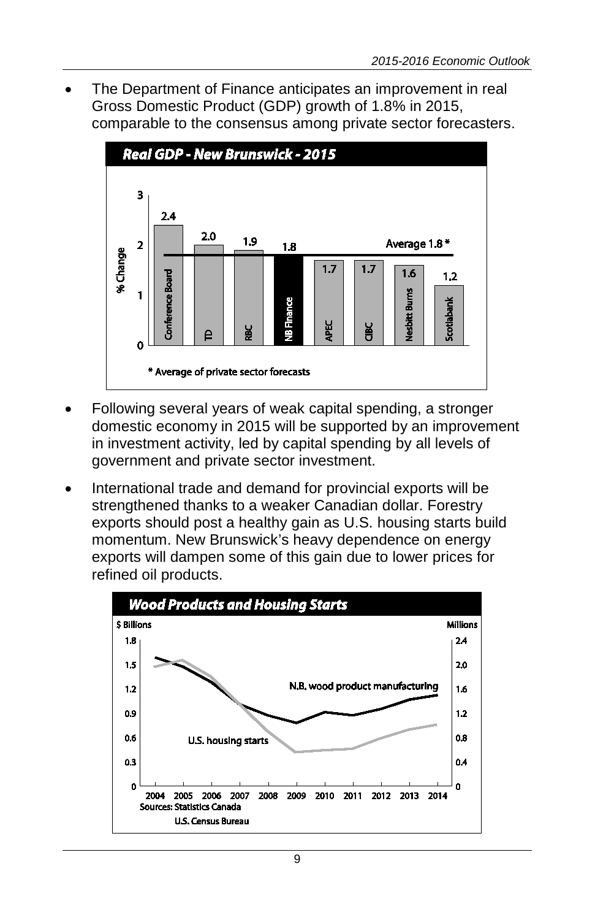- The Department of Finance anticipates an improvement in real Gross Domestic Product (GDP) growth of 1.8% in 2015, comparable to the consensus among private sector forecasters.

**Real GDP - New Brunswick - 2015**

| Forecaster | % Change |
|---|---|
| Conference Board | 2.4 |
| TD | 2.0 |
| RBC | 1.9 |
| NB Finance | 1.8 |
| APEC | 1.7 |
| CIBC | 1.7 |
| Nesbitt Burns | 1.6 |
| Scotiabank | 1.2 |

Average 1.8 *

\* Average of private sector forecasts

- Following several years of weak capital spending, a stronger domestic economy in 2015 will be supported by an improvement in investment activity, led by capital spending by all levels of government and private sector investment.

- International trade and demand for provincial exports will be strengthened thanks to a weaker Canadian dollar. Forestry exports should post a healthy gain as U.S. housing starts build momentum. New Brunswick's heavy dependence on energy exports will dampen some of this gain due to lower prices for refined oil products.

**Wood Products and Housing Starts**

Sources: Statistics Canada
U.S. Census Bureau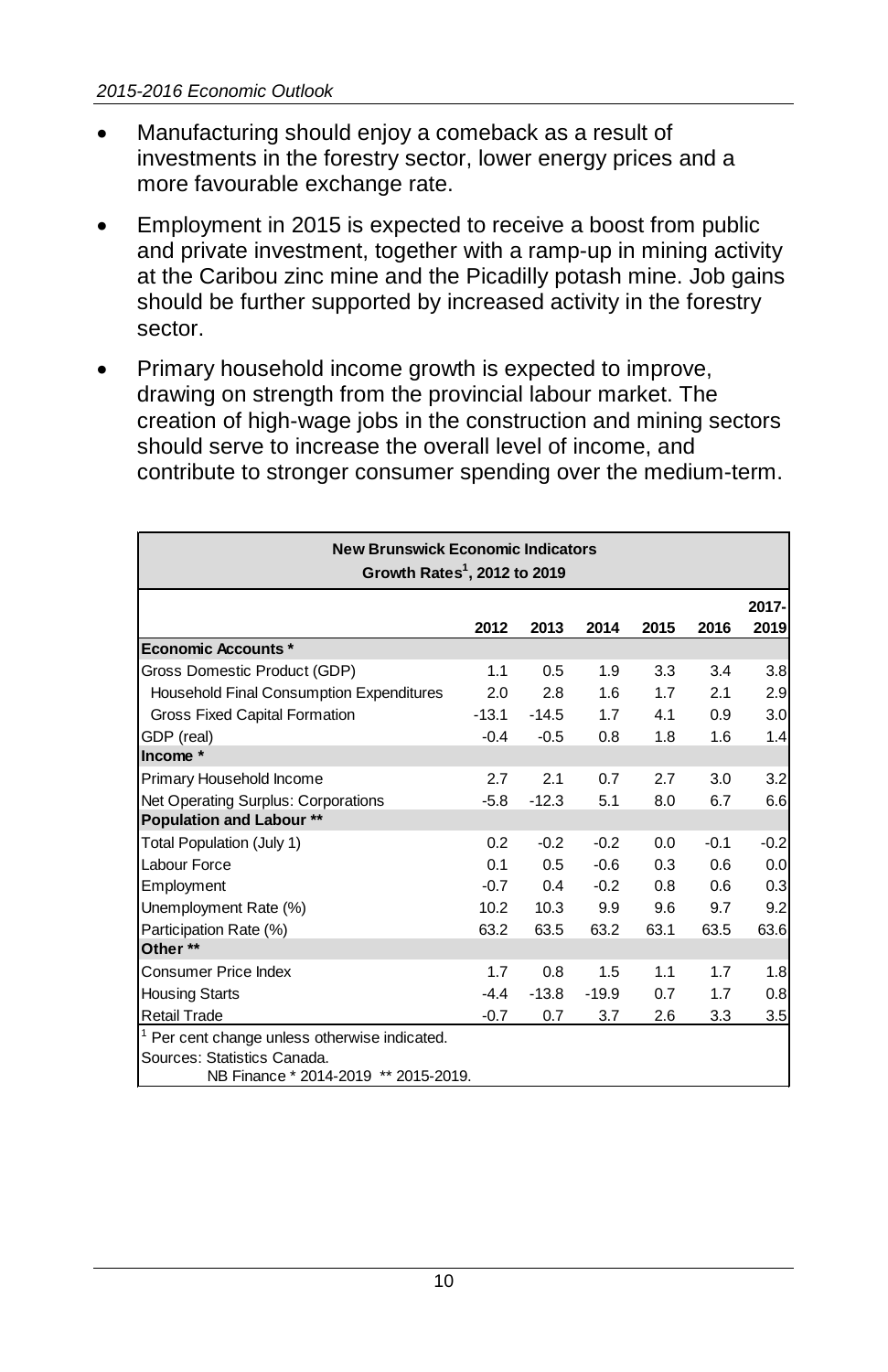- Manufacturing should enjoy a comeback as a result of investments in the forestry sector, lower energy prices and a more favourable exchange rate.
- Employment in 2015 is expected to receive a boost from public and private investment, together with a ramp-up in mining activity at the Caribou zinc mine and the Picadilly potash mine. Job gains should be further supported by increased activity in the forestry sector.
- Primary household income growth is expected to improve, drawing on strength from the provincial labour market. The creation of high-wage jobs in the construction and mining sectors should serve to increase the overall level of income, and contribute to stronger consumer spending over the medium-term.

**New Brunswick Economic Indicators**
**Growth Rates[1], 2012 to 2019**

| | 2012 | 2013 | 2014 | 2015 | 2016 | 2017-2019 |
|---|---|---|---|---|---|---|
| **Economic Accounts \*** | | | | | | |
| Gross Domestic Product (GDP) | 1.1 | 0.5 | 1.9 | 3.3 | 3.4 | 3.8 |
| Household Final Consumption Expenditures | 2.0 | 2.8 | 1.6 | 1.7 | 2.1 | 2.9 |
| Gross Fixed Capital Formation | -13.1 | -14.5 | 1.7 | 4.1 | 0.9 | 3.0 |
| GDP (real) | -0.4 | -0.5 | 0.8 | 1.8 | 1.6 | 1.4 |
| **Income \*** | | | | | | |
| Primary Household Income | 2.7 | 2.1 | 0.7 | 2.7 | 3.0 | 3.2 |
| Net Operating Surplus: Corporations | -5.8 | -12.3 | 5.1 | 8.0 | 6.7 | 6.6 |
| **Population and Labour \*\*** | | | | | | |
| Total Population (July 1) | 0.2 | -0.2 | -0.2 | 0.0 | -0.1 | -0.2 |
| Labour Force | 0.1 | 0.5 | -0.6 | 0.3 | 0.6 | 0.0 |
| Employment | -0.7 | 0.4 | -0.2 | 0.8 | 0.6 | 0.3 |
| Unemployment Rate (%) | 10.2 | 10.3 | 9.9 | 9.6 | 9.7 | 9.2 |
| Participation Rate (%) | 63.2 | 63.5 | 63.2 | 63.1 | 63.5 | 63.6 |
| **Other \*\*** | | | | | | |
| Consumer Price Index | 1.7 | 0.8 | 1.5 | 1.1 | 1.7 | 1.8 |
| Housing Starts | -4.4 | -13.8 | -19.9 | 0.7 | 1.7 | 0.8 |
| Retail Trade | -0.7 | 0.7 | 3.7 | 2.6 | 3.3 | 3.5 |

[1] Per cent change unless otherwise indicated.
Sources: Statistics Canada.
NB Finance * 2014-2019 ** 2015-2019.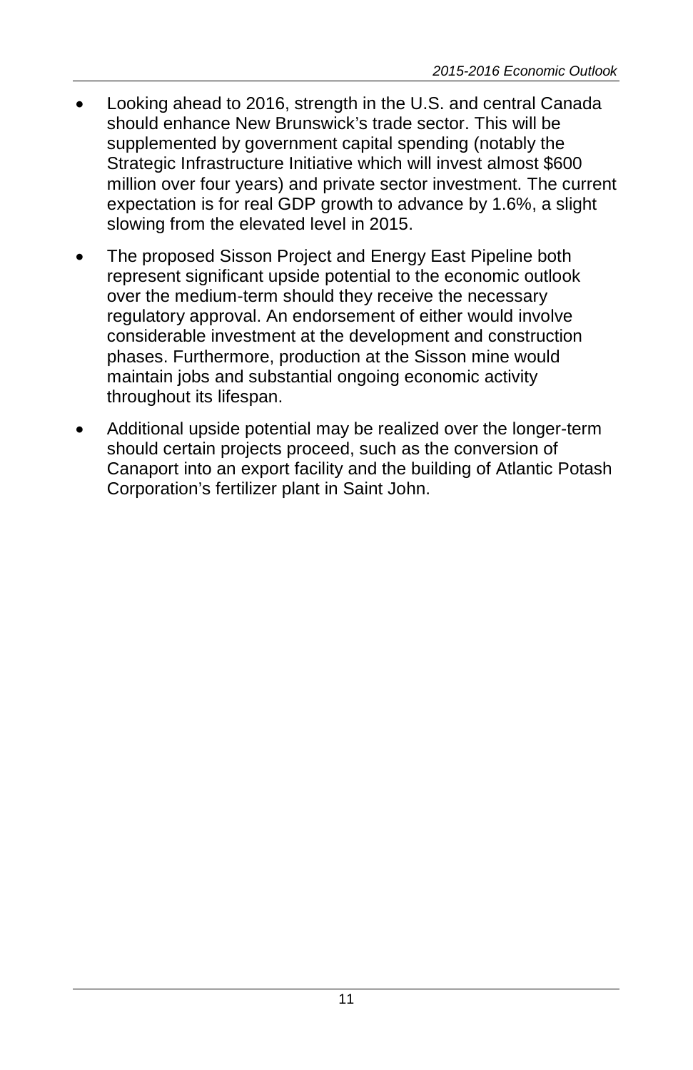- Looking ahead to 2016, strength in the U.S. and central Canada should enhance New Brunswick's trade sector. This will be supplemented by government capital spending (notably the Strategic Infrastructure Initiative which will invest almost $600 million over four years) and private sector investment. The current expectation is for real GDP growth to advance by 1.6%, a slight slowing from the elevated level in 2015.
- The proposed Sisson Project and Energy East Pipeline both represent significant upside potential to the economic outlook over the medium-term should they receive the necessary regulatory approval. An endorsement of either would involve considerable investment at the development and construction phases. Furthermore, production at the Sisson mine would maintain jobs and substantial ongoing economic activity throughout its lifespan.
- Additional upside potential may be realized over the longer-term should certain projects proceed, such as the conversion of Canaport into an export facility and the building of Atlantic Potash Corporation's fertilizer plant in Saint John.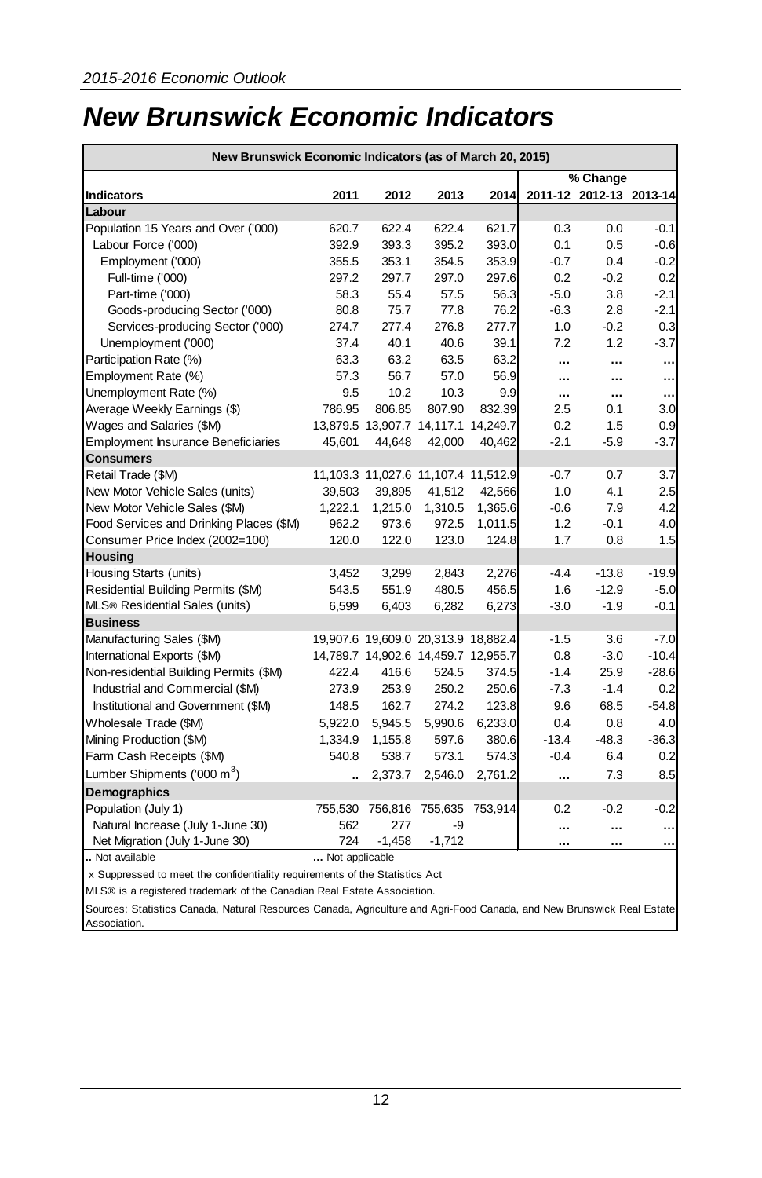# New Brunswick Economic Indicators

| New Brunswick Economic Indicators (as of March 20, 2015) | | | | | | | |
|---|---|---|---|---|---|---|---|
| | | | | | % Change | | |
| **Indicators** | **2011** | **2012** | **2013** | **2014** | **2011-12** | **2012-13** | **2013-14** |
| **Labour** | | | | | | | |
| Population 15 Years and Over ('000) | 620.7 | 622.4 | 622.4 | 621.7 | 0.3 | 0.0 | -0.1 |
| Labour Force ('000) | 392.9 | 393.3 | 395.2 | 393.0 | 0.1 | 0.5 | -0.6 |
| Employment ('000) | 355.5 | 353.1 | 354.5 | 353.9 | -0.7 | 0.4 | -0.2 |
| Full-time ('000) | 297.2 | 297.7 | 297.0 | 297.6 | 0.2 | -0.2 | 0.2 |
| Part-time ('000) | 58.3 | 55.4 | 57.5 | 56.3 | -5.0 | 3.8 | -2.1 |
| Goods-producing Sector ('000) | 80.8 | 75.7 | 77.8 | 76.2 | -6.3 | 2.8 | -2.1 |
| Services-producing Sector ('000) | 274.7 | 277.4 | 276.8 | 277.7 | 1.0 | -0.2 | 0.3 |
| Unemployment ('000) | 37.4 | 40.1 | 40.6 | 39.1 | 7.2 | 1.2 | -3.7 |
| Participation Rate (%) | 63.3 | 63.2 | 63.5 | 63.2 | … | … | … |
| Employment Rate (%) | 57.3 | 56.7 | 57.0 | 56.9 | … | … | … |
| Unemployment Rate (%) | 9.5 | 10.2 | 10.3 | 9.9 | … | … | … |
| Average Weekly Earnings ($) | 786.95 | 806.85 | 807.90 | 832.39 | 2.5 | 0.1 | 3.0 |
| Wages and Salaries ($M) | 13,879.5 | 13,907.7 | 14,117.1 | 14,249.7 | 0.2 | 1.5 | 0.9 |
| Employment Insurance Beneficiaries | 45,601 | 44,648 | 42,000 | 40,462 | -2.1 | -5.9 | -3.7 |
| **Consumers** | | | | | | | |
| Retail Trade ($M) | 11,103.3 | 11,027.6 | 11,107.4 | 11,512.9 | -0.7 | 0.7 | 3.7 |
| New Motor Vehicle Sales (units) | 39,503 | 39,895 | 41,512 | 42,566 | 1.0 | 4.1 | 2.5 |
| New Motor Vehicle Sales ($M) | 1,222.1 | 1,215.0 | 1,310.5 | 1,365.6 | -0.6 | 7.9 | 4.2 |
| Food Services and Drinking Places ($M) | 962.2 | 973.6 | 972.5 | 1,011.5 | 1.2 | -0.1 | 4.0 |
| Consumer Price Index (2002=100) | 120.0 | 122.0 | 123.0 | 124.8 | 1.7 | 0.8 | 1.5 |
| **Housing** | | | | | | | |
| Housing Starts (units) | 3,452 | 3,299 | 2,843 | 2,276 | -4.4 | -13.8 | -19.9 |
| Residential Building Permits ($M) | 543.5 | 551.9 | 480.5 | 456.5 | 1.6 | -12.9 | -5.0 |
| MLS® Residential Sales (units) | 6,599 | 6,403 | 6,282 | 6,273 | -3.0 | -1.9 | -0.1 |
| **Business** | | | | | | | |
| Manufacturing Sales ($M) | 19,907.6 | 19,609.0 | 20,313.9 | 18,882.4 | -1.5 | 3.6 | -7.0 |
| International Exports ($M) | 14,789.7 | 14,902.6 | 14,459.7 | 12,955.7 | 0.8 | -3.0 | -10.4 |
| Non-residential Building Permits ($M) | 422.4 | 416.6 | 524.5 | 374.5 | -1.4 | 25.9 | -28.6 |
| Industrial and Commercial ($M) | 273.9 | 253.9 | 250.2 | 250.6 | -7.3 | -1.4 | 0.2 |
| Institutional and Government ($M) | 148.5 | 162.7 | 274.2 | 123.8 | 9.6 | 68.5 | -54.8 |
| Wholesale Trade ($M) | 5,922.0 | 5,945.5 | 5,990.6 | 6,233.0 | 0.4 | 0.8 | 4.0 |
| Mining Production ($M) | 1,334.9 | 1,155.8 | 597.6 | 380.6 | -13.4 | -48.3 | -36.3 |
| Farm Cash Receipts ($M) | 540.8 | 538.7 | 573.1 | 574.3 | -0.4 | 6.4 | 0.2 |
| Lumber Shipments ('000 $m^3$) | .. | 2,373.7 | 2,546.0 | 2,761.2 | … | 7.3 | 8.5 |
| **Demographics** | | | | | | | |
| Population (July 1) | 755,530 | 756,816 | 755,635 | 753,914 | 0.2 | -0.2 | -0.2 |
| Natural Increase (July 1-June 30) | 562 | 277 | -9 | | … | … | … |
| Net Migration (July 1-June 30) | 724 | -1,458 | -1,712 | | … | … | … |

.. Not available … Not applicable

x Suppressed to meet the confidentiality requirements of the Statistics Act

MLS® is a registered trademark of the Canadian Real Estate Association.

Sources: Statistics Canada, Natural Resources Canada, Agriculture and Agri-Food Canada, and New Brunswick Real Estate Association.